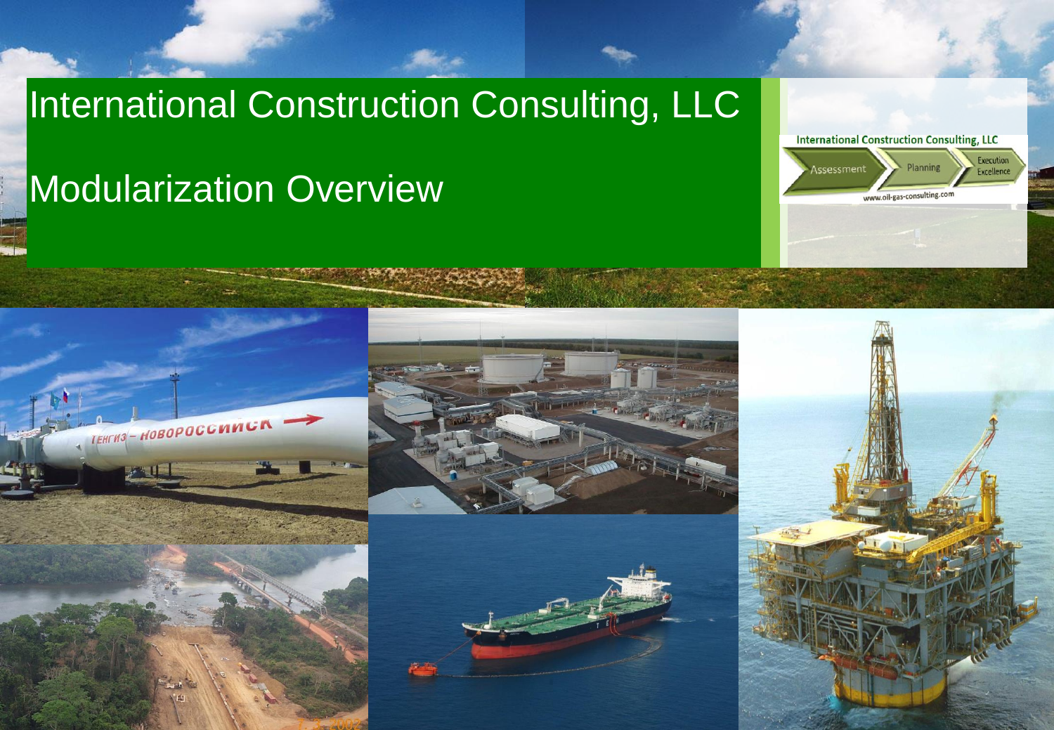# International Construction Consulting, LLC

## Modularization Overview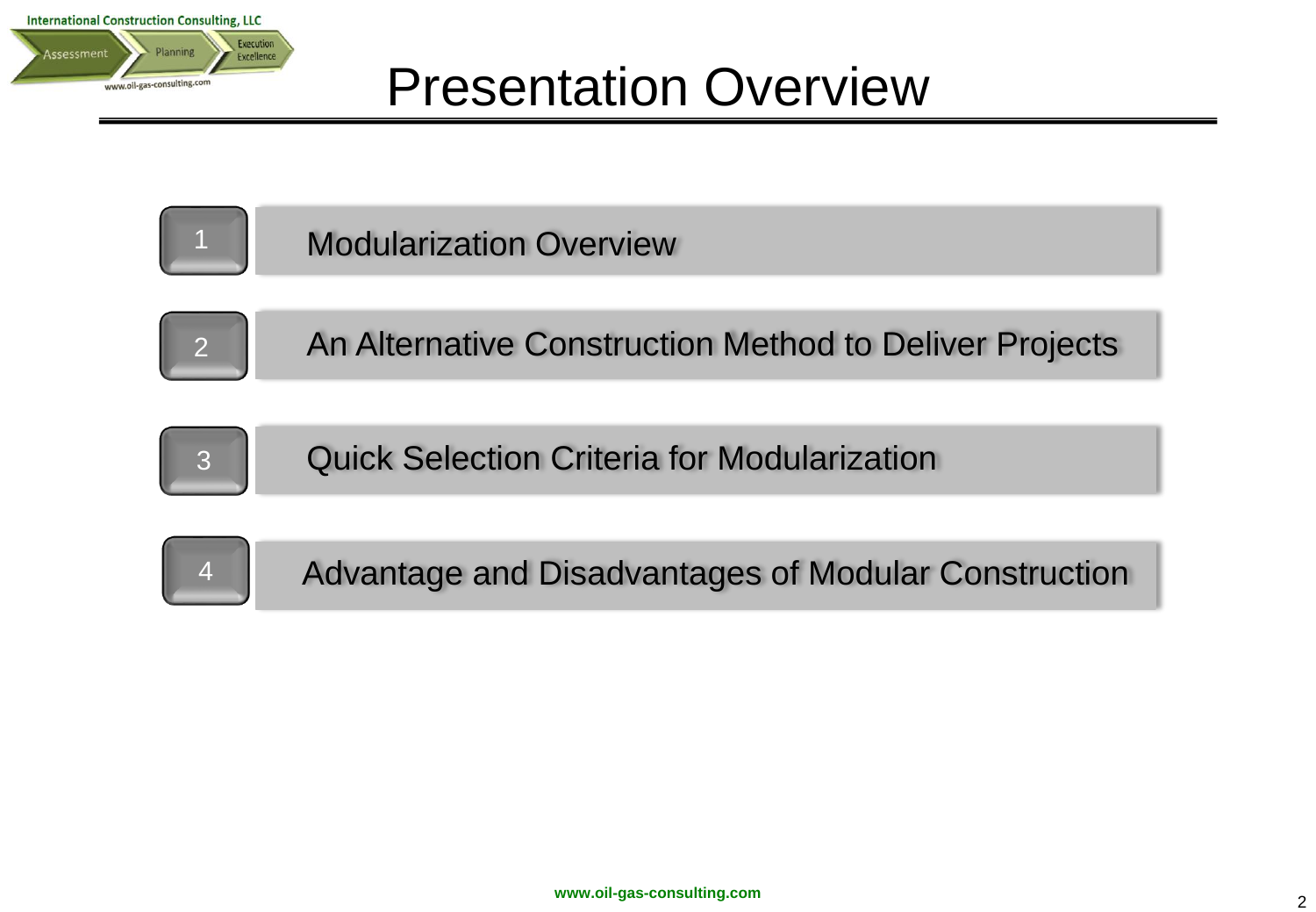# Presentation Overview

1. Modularization Overview
2. An Alternative Construction Method to Deliver Projects
3. Quick Selection Criteria for Modularization
4. Advantage and Disadvantages of Modular Construction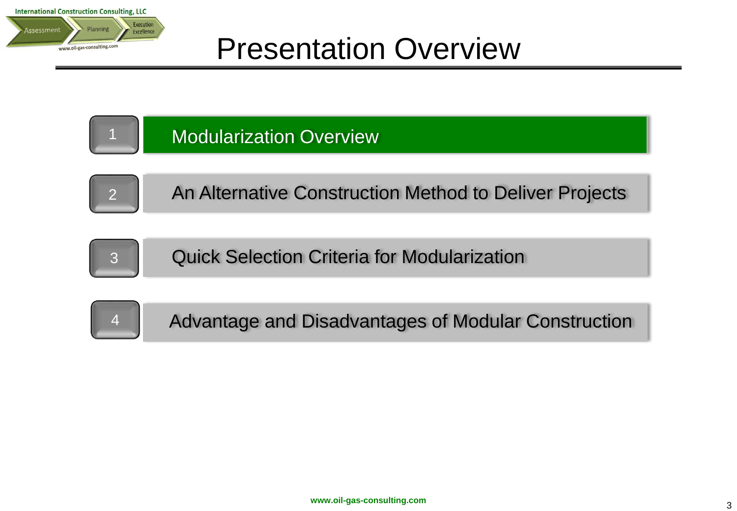# Presentation Overview

1. Modularization Overview
2. An Alternative Construction Method to Deliver Projects
3. Quick Selection Criteria for Modularization
4. Advantage and Disadvantages of Modular Construction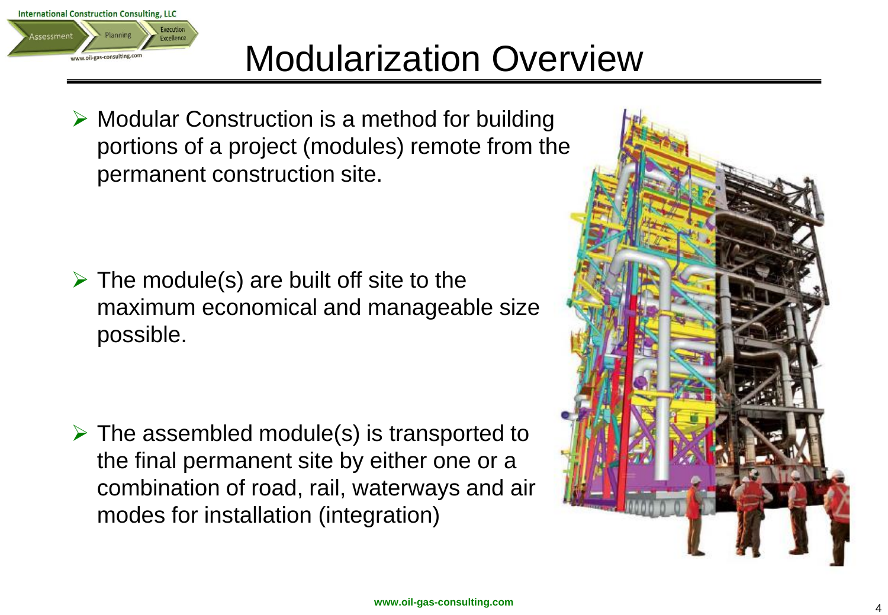# Modularization Overview

- Modular Construction is a method for building portions of a project (modules) remote from the permanent construction site.

- The module(s) are built off site to the maximum economical and manageable size possible.

- The assembled module(s) is transported to the final permanent site by either one or a combination of road, rail, waterways and air modes for installation (integration)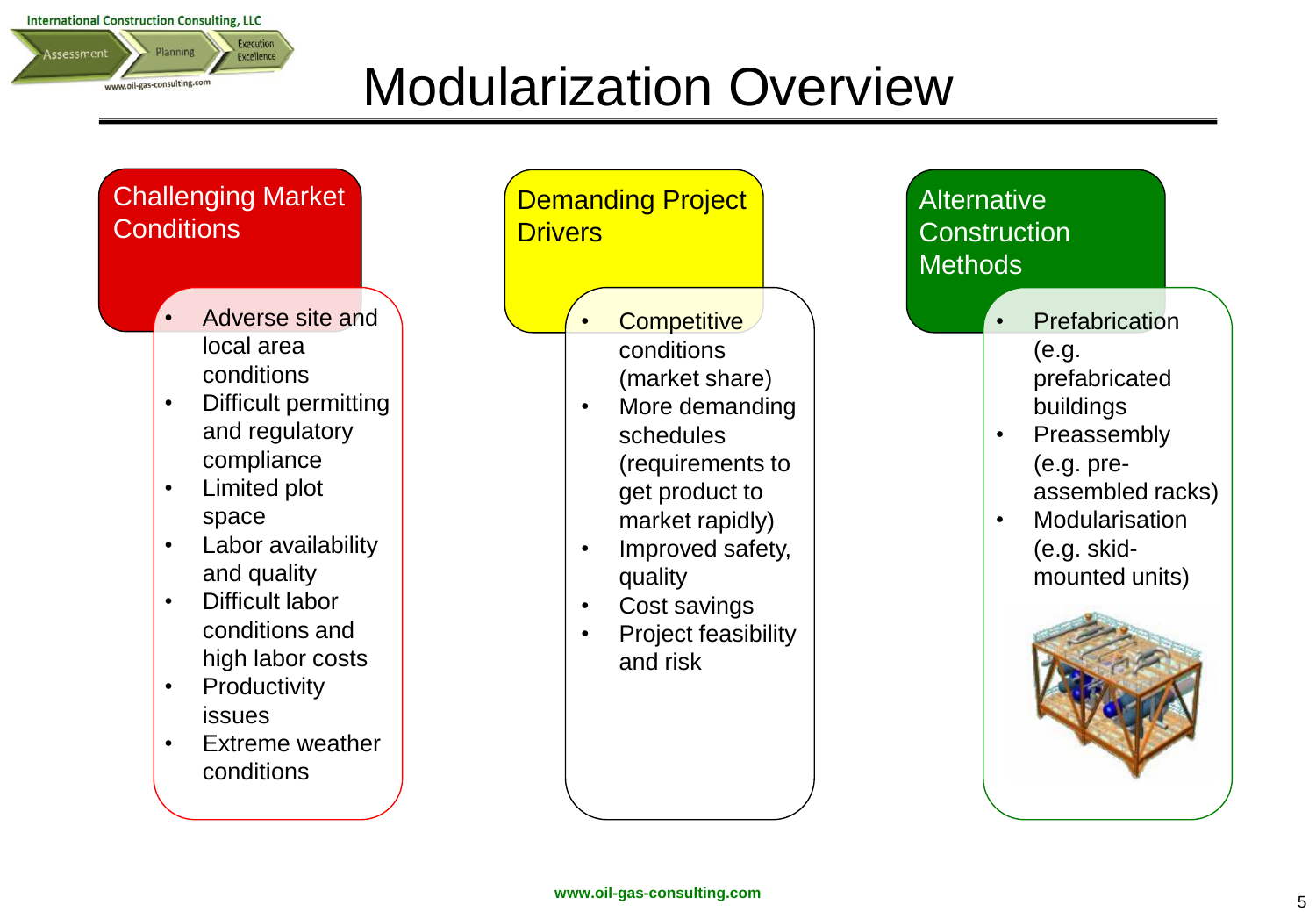# Modularization Overview

## Challenging Market Conditions

- Adverse site and local area conditions
- Difficult permitting and regulatory compliance
- Limited plot space
- Labor availability and quality
- Difficult labor conditions and high labor costs
- Productivity issues
- Extreme weather conditions

## Demanding Project Drivers

- Competitive conditions (market share)
- More demanding schedules (requirements to get product to market rapidly)
- Improved safety, quality
- Cost savings
- Project feasibility and risk

## Alternative Construction Methods

- Prefabrication (e.g. prefabricated buildings
- Preassembly (e.g. pre-assembled racks)
- Modularisation (e.g. skid-mounted units)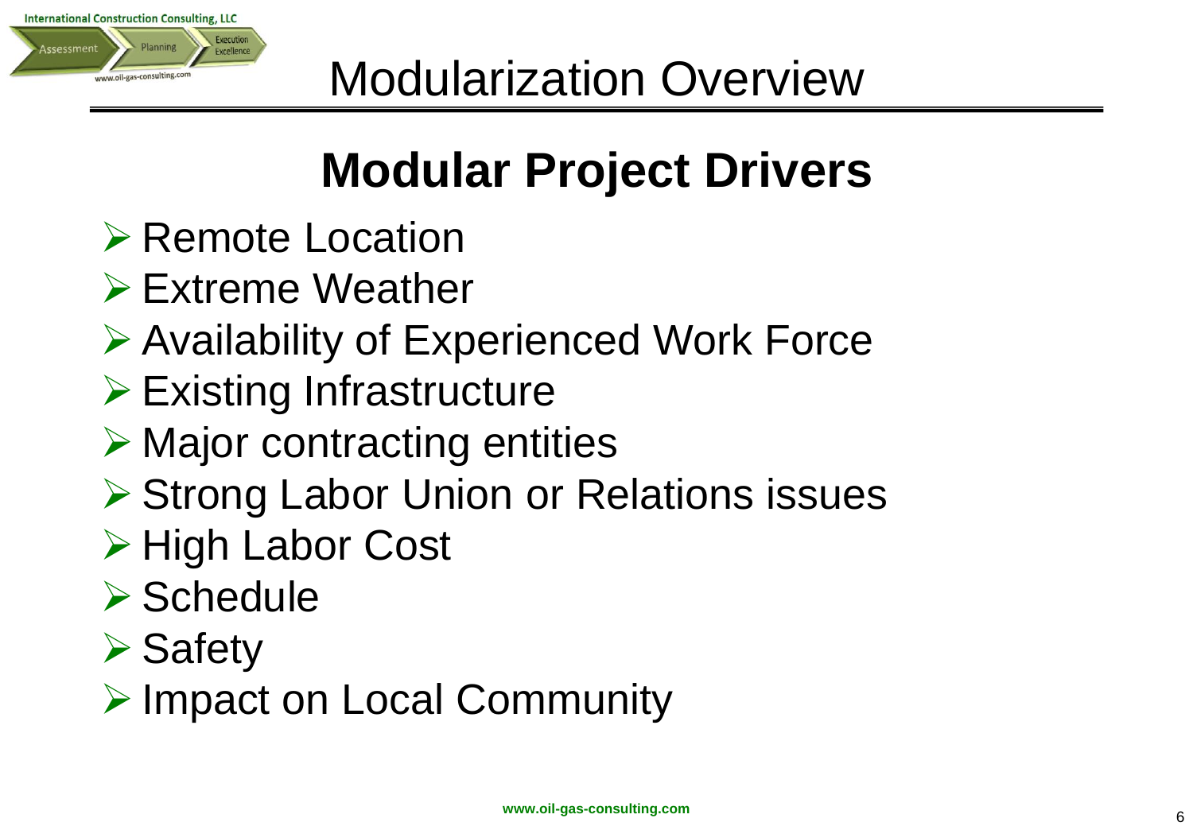# Modularization Overview

## Modular Project Drivers

- Remote Location
- Extreme Weather
- Availability of Experienced Work Force
- Existing Infrastructure
- Major contracting entities
- Strong Labor Union or Relations issues
- High Labor Cost
- Schedule
- Safety
- Impact on Local Community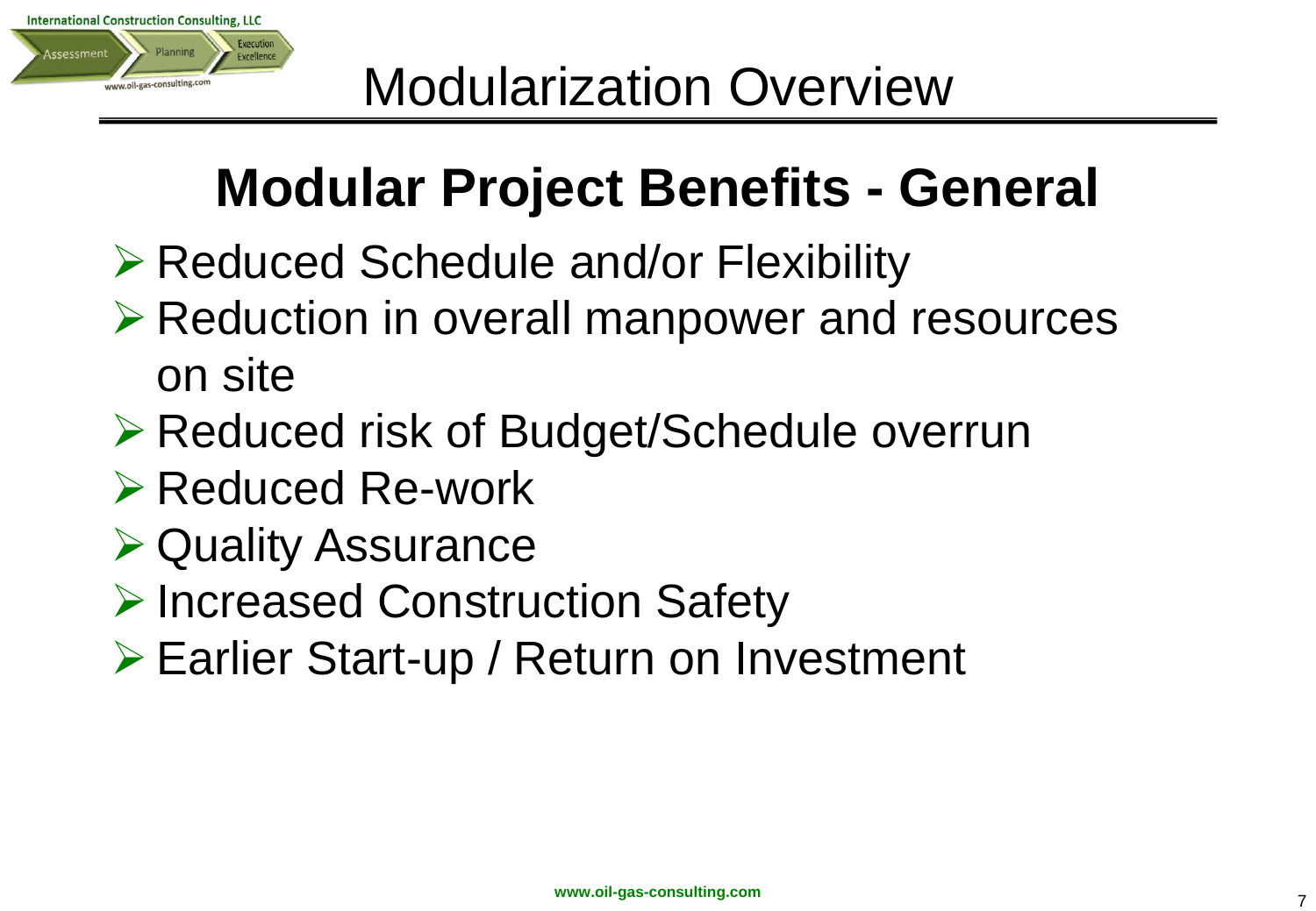# Modularization Overview

## Modular Project Benefits - General

- Reduced Schedule and/or Flexibility
- Reduction in overall manpower and resources on site
- Reduced risk of Budget/Schedule overrun
- Reduced Re-work
- Quality Assurance
- Increased Construction Safety
- Earlier Start-up / Return on Investment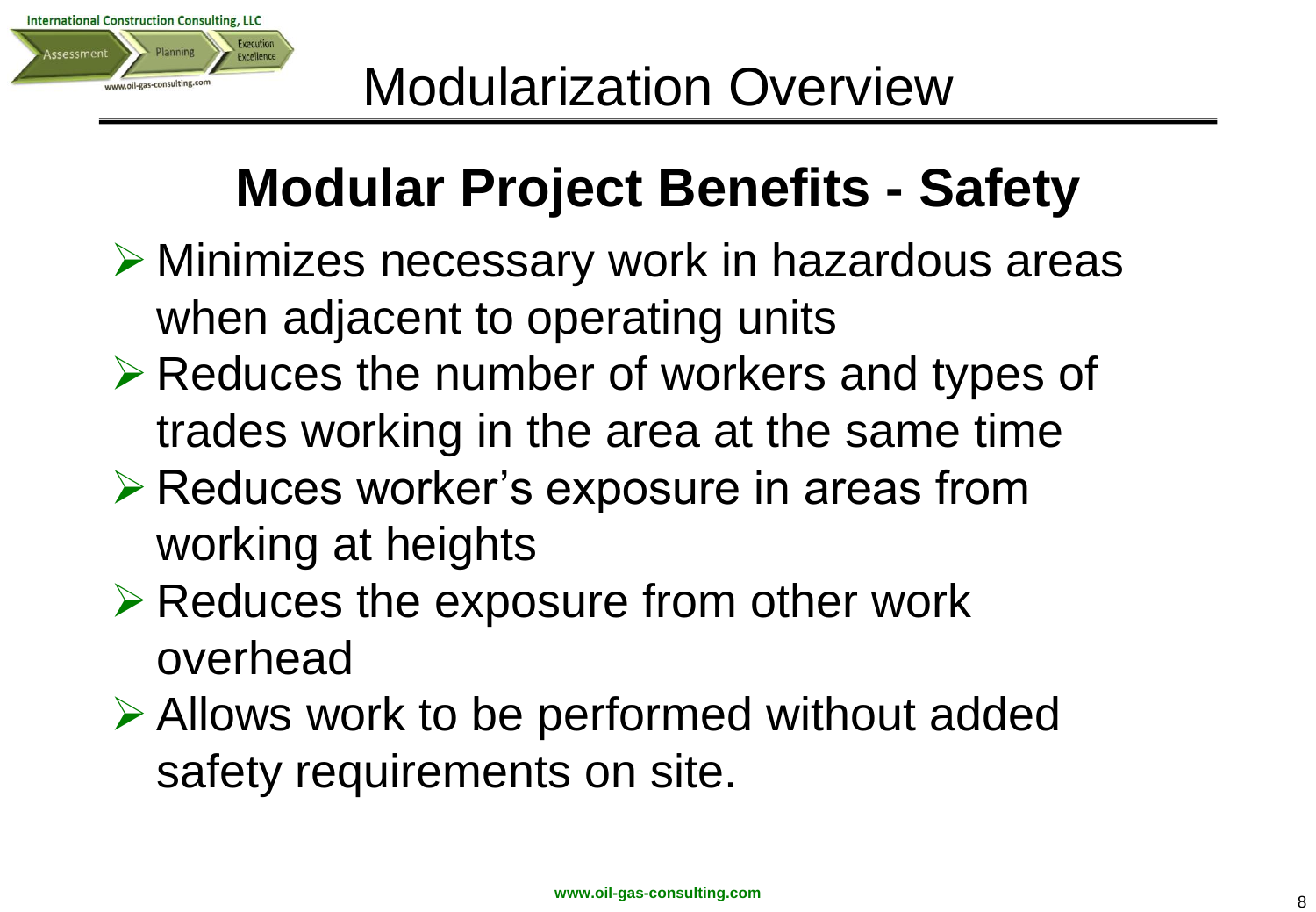# Modularization Overview

## Modular Project Benefits - Safety

- Minimizes necessary work in hazardous areas when adjacent to operating units
- Reduces the number of workers and types of trades working in the area at the same time
- Reduces worker's exposure in areas from working at heights
- Reduces the exposure from other work overhead
- Allows work to be performed without added safety requirements on site.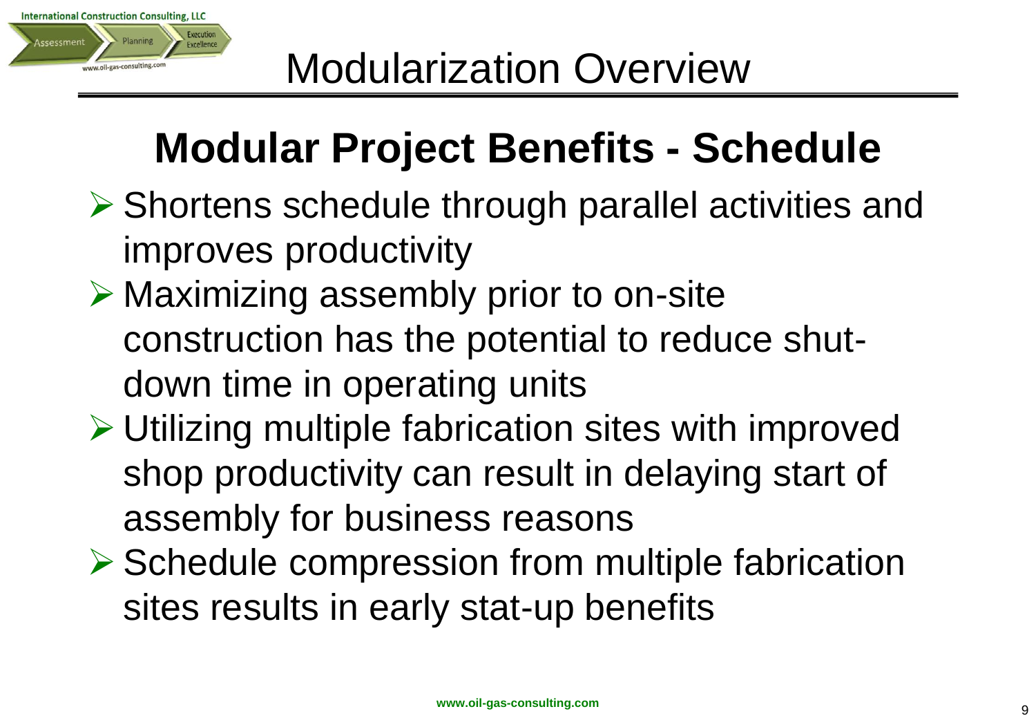# Modularization Overview

## Modular Project Benefits - Schedule

- Shortens schedule through parallel activities and improves productivity
- Maximizing assembly prior to on-site construction has the potential to reduce shut-down time in operating units
- Utilizing multiple fabrication sites with improved shop productivity can result in delaying start of assembly for business reasons
- Schedule compression from multiple fabrication sites results in early stat-up benefits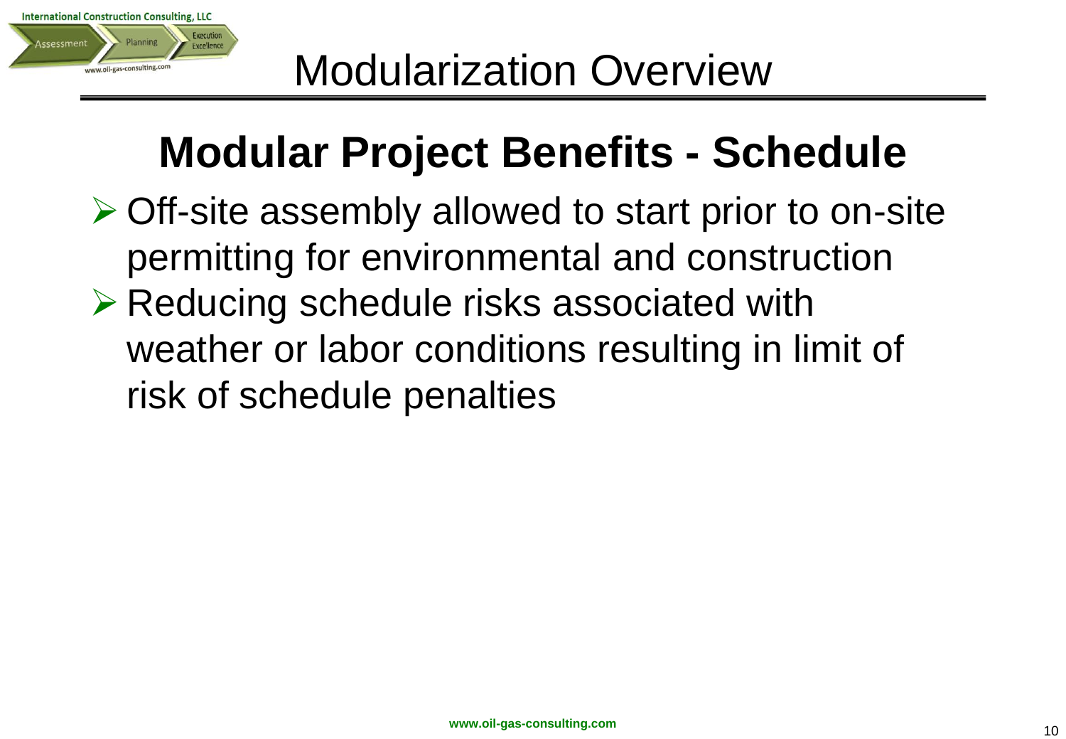# Modularization Overview

## Modular Project Benefits - Schedule

- Off-site assembly allowed to start prior to on-site permitting for environmental and construction
- Reducing schedule risks associated with weather or labor conditions resulting in limit of risk of schedule penalties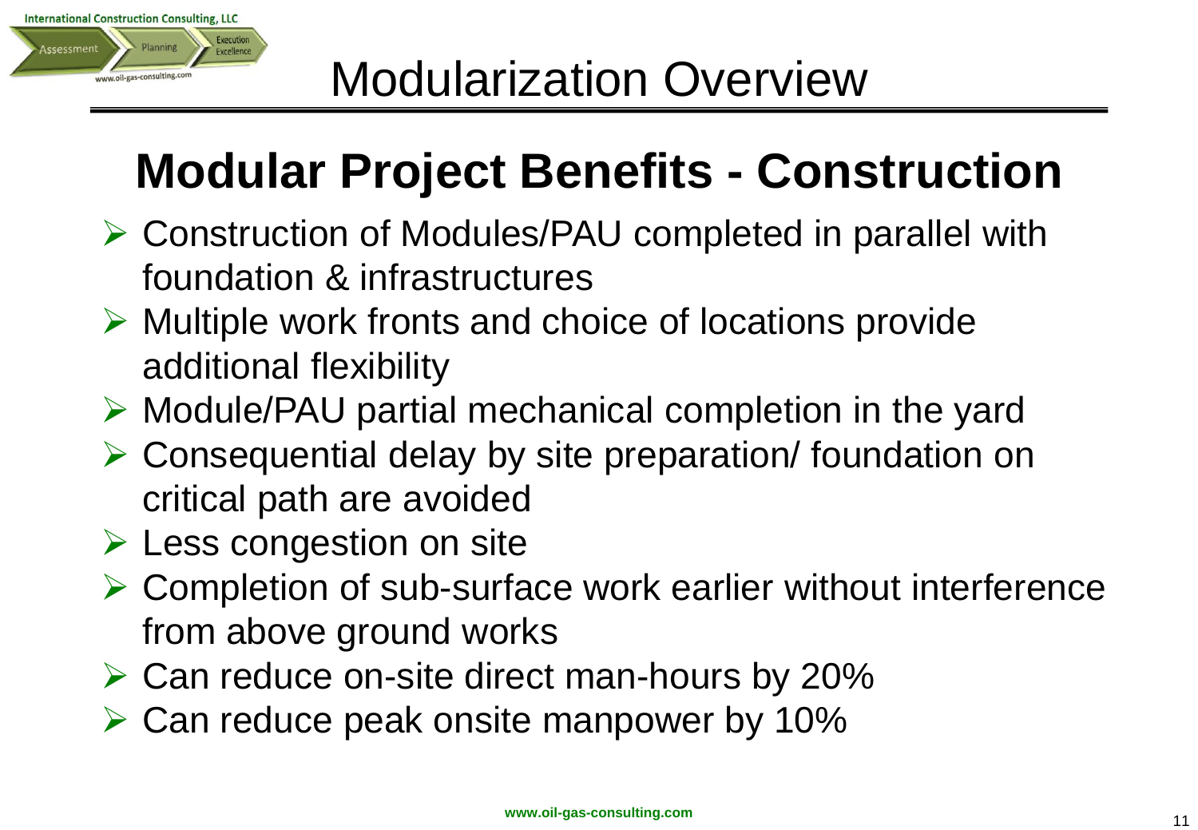# Modularization Overview

## Modular Project Benefits - Construction

- Construction of Modules/PAU completed in parallel with foundation & infrastructures
- Multiple work fronts and choice of locations provide additional flexibility
- Module/PAU partial mechanical completion in the yard
- Consequential delay by site preparation/ foundation on critical path are avoided
- Less congestion on site
- Completion of sub-surface work earlier without interference from above ground works
- Can reduce on-site direct man-hours by 20%
- Can reduce peak onsite manpower by 10%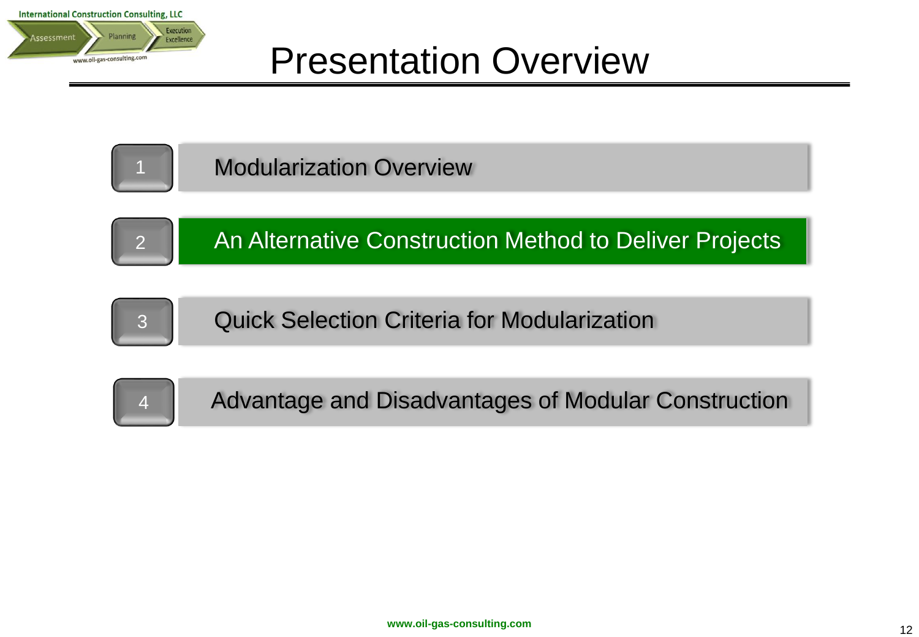# Presentation Overview

1. Modularization Overview
2. An Alternative Construction Method to Deliver Projects
3. Quick Selection Criteria for Modularization
4. Advantage and Disadvantages of Modular Construction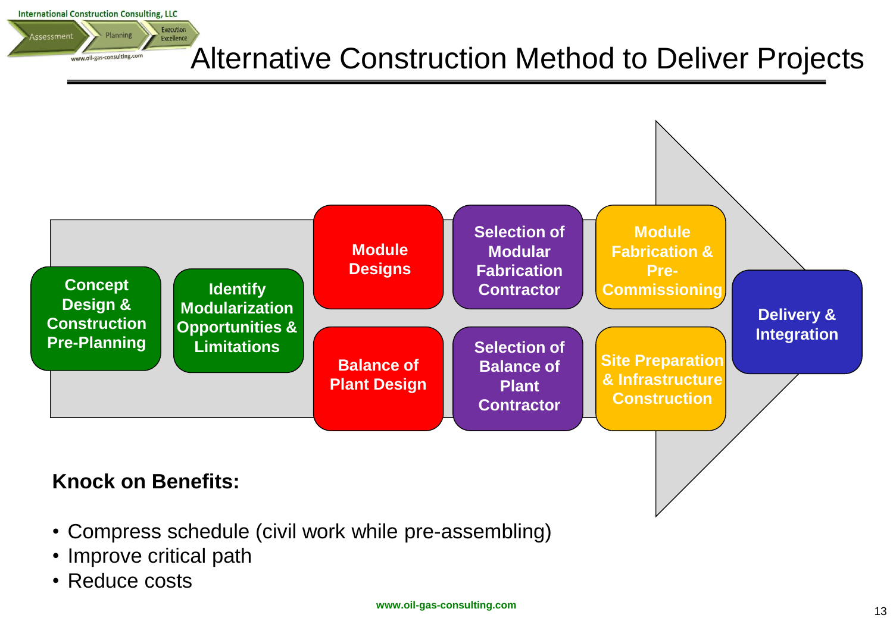# Alternative Construction Method to Deliver Projects

Concept Design & Construction Pre-Planning

Identify Modularization Opportunities & Limitations

Module Designs

Balance of Plant Design

Selection of Modular Fabrication Contractor

Selection of Balance of Plant Contractor

Module Fabrication & Pre-Commissioning

Site Preparation & Infrastructure Construction

Delivery & Integration

**Knock on Benefits:**

- Compress schedule (civil work while pre-assembling)
- Improve critical path
- Reduce costs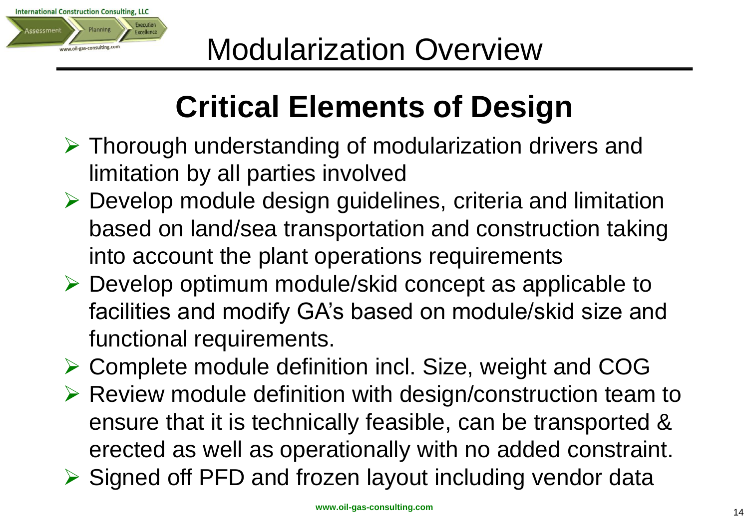# Modularization Overview

## Critical Elements of Design

- Thorough understanding of modularization drivers and limitation by all parties involved
- Develop module design guidelines, criteria and limitation based on land/sea transportation and construction taking into account the plant operations requirements
- Develop optimum module/skid concept as applicable to facilities and modify GA's based on module/skid size and functional requirements.
- Complete module definition incl. Size, weight and COG
- Review module definition with design/construction team to ensure that it is technically feasible, can be transported & erected as well as operationally with no added constraint.
- Signed off PFD and frozen layout including vendor data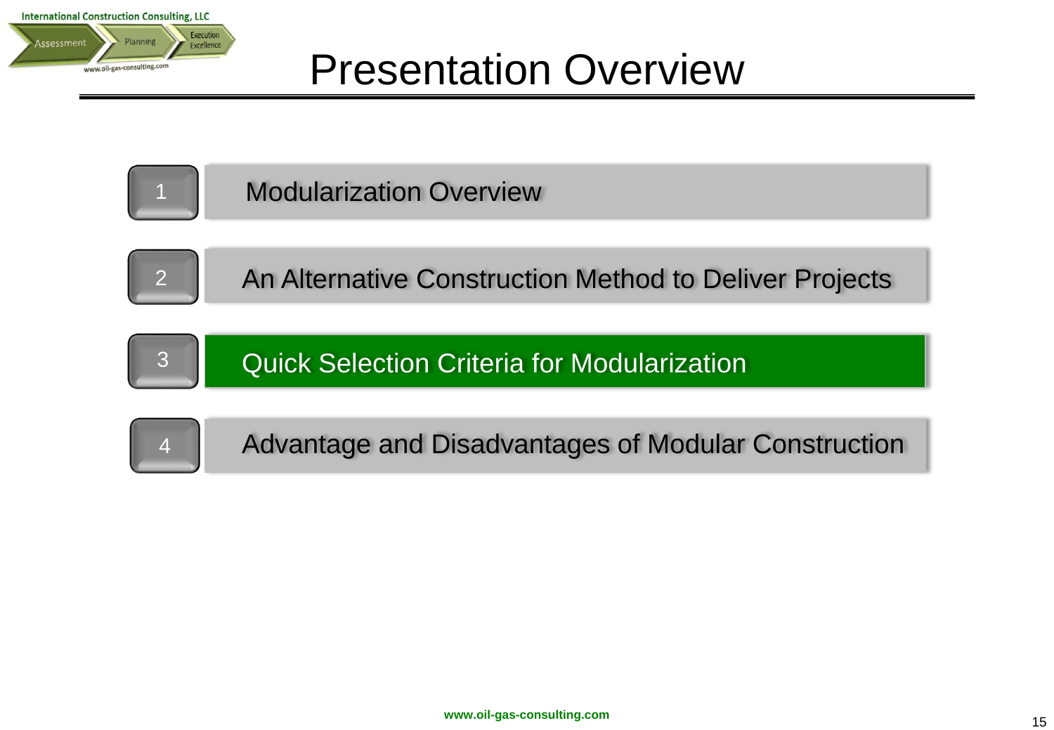# Presentation Overview

1. Modularization Overview
2. An Alternative Construction Method to Deliver Projects
3. **Quick Selection Criteria for Modularization**
4. Advantage and Disadvantages of Modular Construction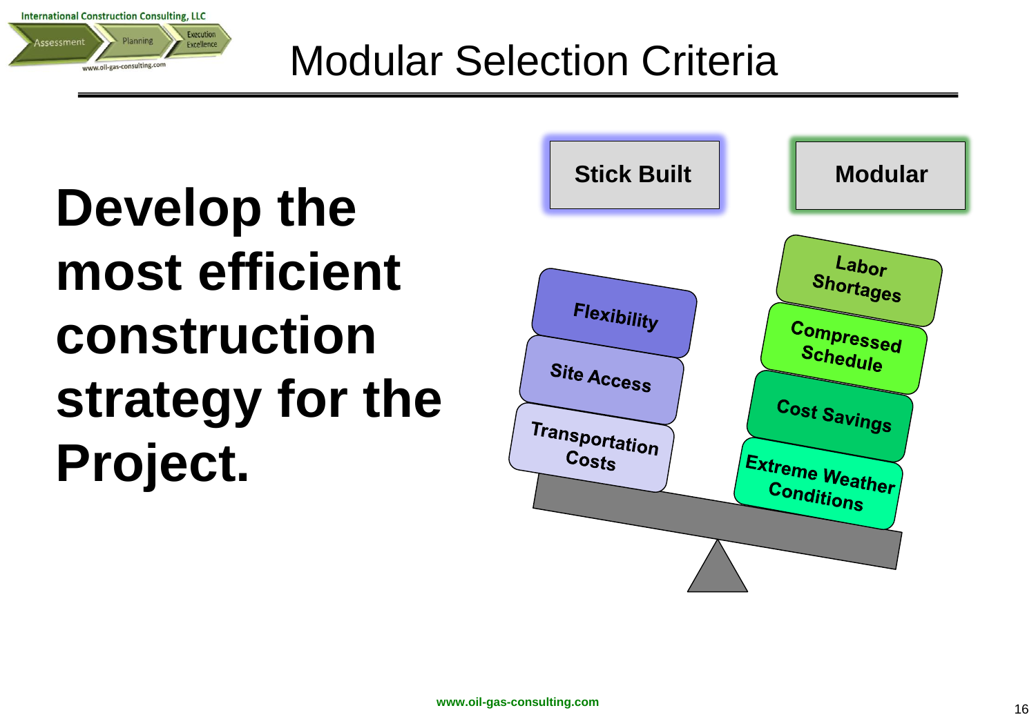# Modular Selection Criteria

**Develop the most efficient construction strategy for the Project.**

**Stick Built**

- Flexibility
- Site Access
- Transportation Costs

**Modular**

- Labor Shortages
- Compressed Schedule
- Cost Savings
- Extreme Weather Conditions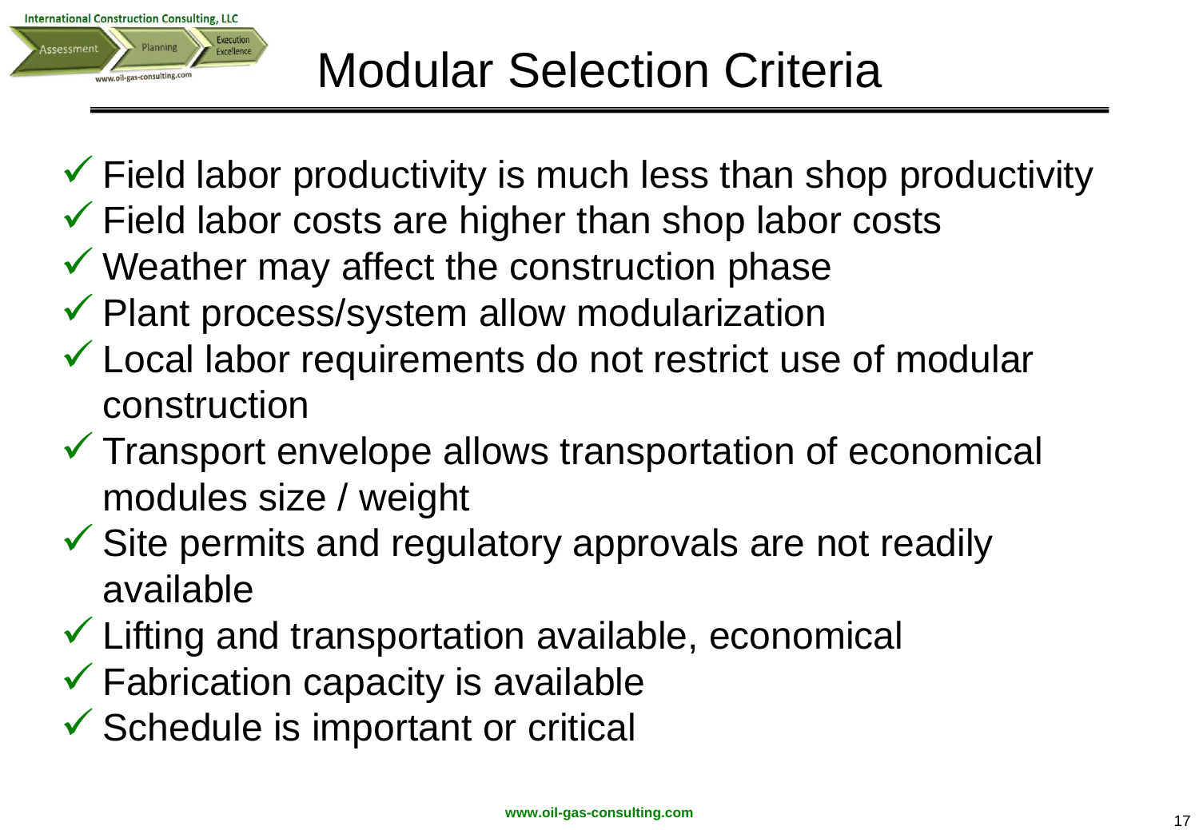# Modular Selection Criteria

- ✓ Field labor productivity is much less than shop productivity
- ✓ Field labor costs are higher than shop labor costs
- ✓ Weather may affect the construction phase
- ✓ Plant process/system allow modularization
- ✓ Local labor requirements do not restrict use of modular construction
- ✓ Transport envelope allows transportation of economical modules size / weight
- ✓ Site permits and regulatory approvals are not readily available
- ✓ Lifting and transportation available, economical
- ✓ Fabrication capacity is available
- ✓ Schedule is important or critical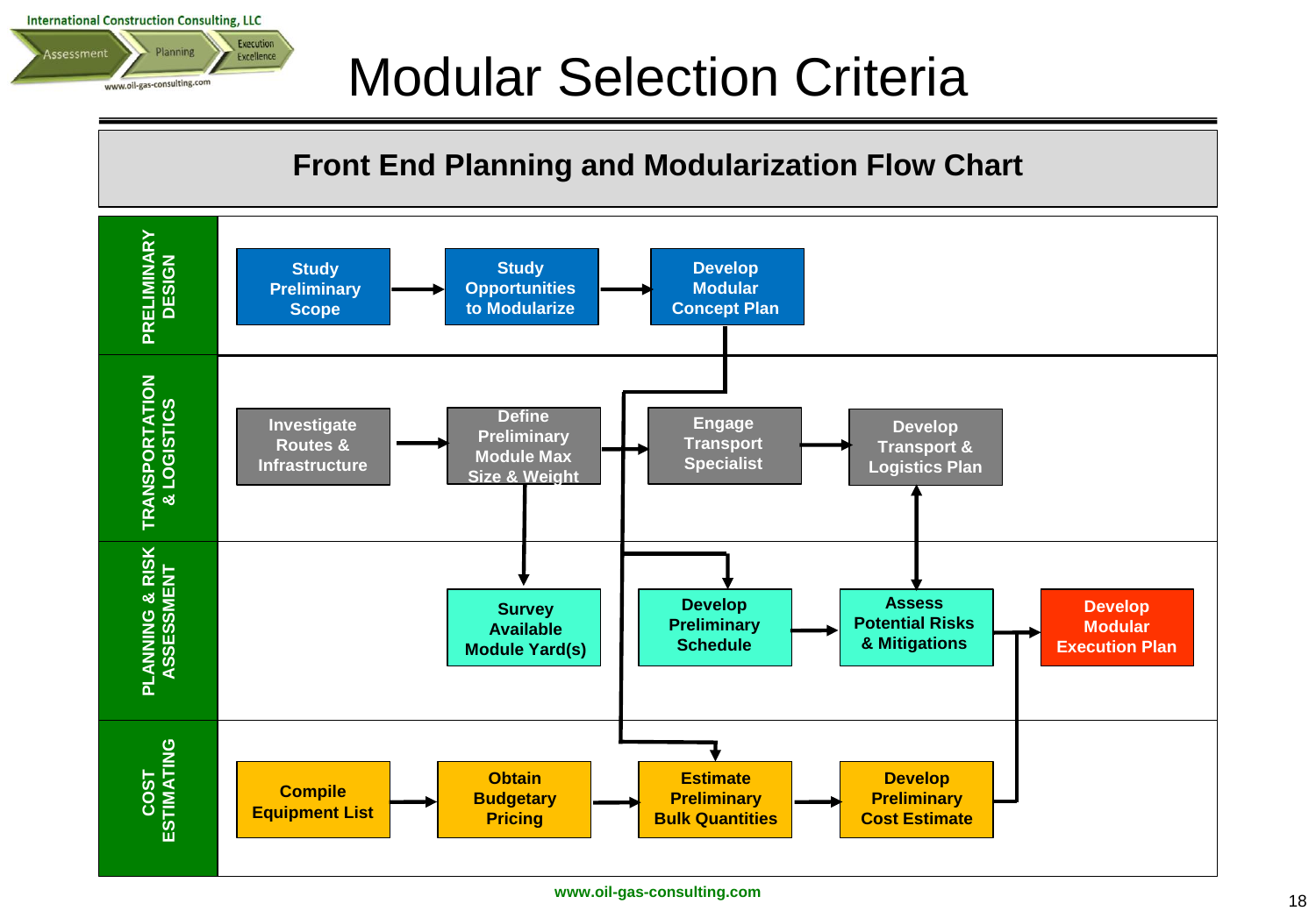# Modular Selection Criteria

## Front End Planning and Modularization Flow Chart

**PRELIMINARY DESIGN**
- Study Preliminary Scope → Study Opportunities to Modularize → Develop Modular Concept Plan

**TRANSPORTATION & LOGISTICS**
- Investigate Routes & Infrastructure → Define Preliminary Module Max Size & Weight → Engage Transport Specialist → Develop Transport & Logistics Plan

**PLANNING & RISK ASSESSMENT**
- Survey Available Module Yard(s)
- Develop Preliminary Schedule → Assess Potential Risks & Mitigations → Develop Modular Execution Plan

**COST ESTIMATING**
- Compile Equipment List → Obtain Budgetary Pricing → Estimate Preliminary Bulk Quantities → Develop Preliminary Cost Estimate

www.oil-gas-consulting.com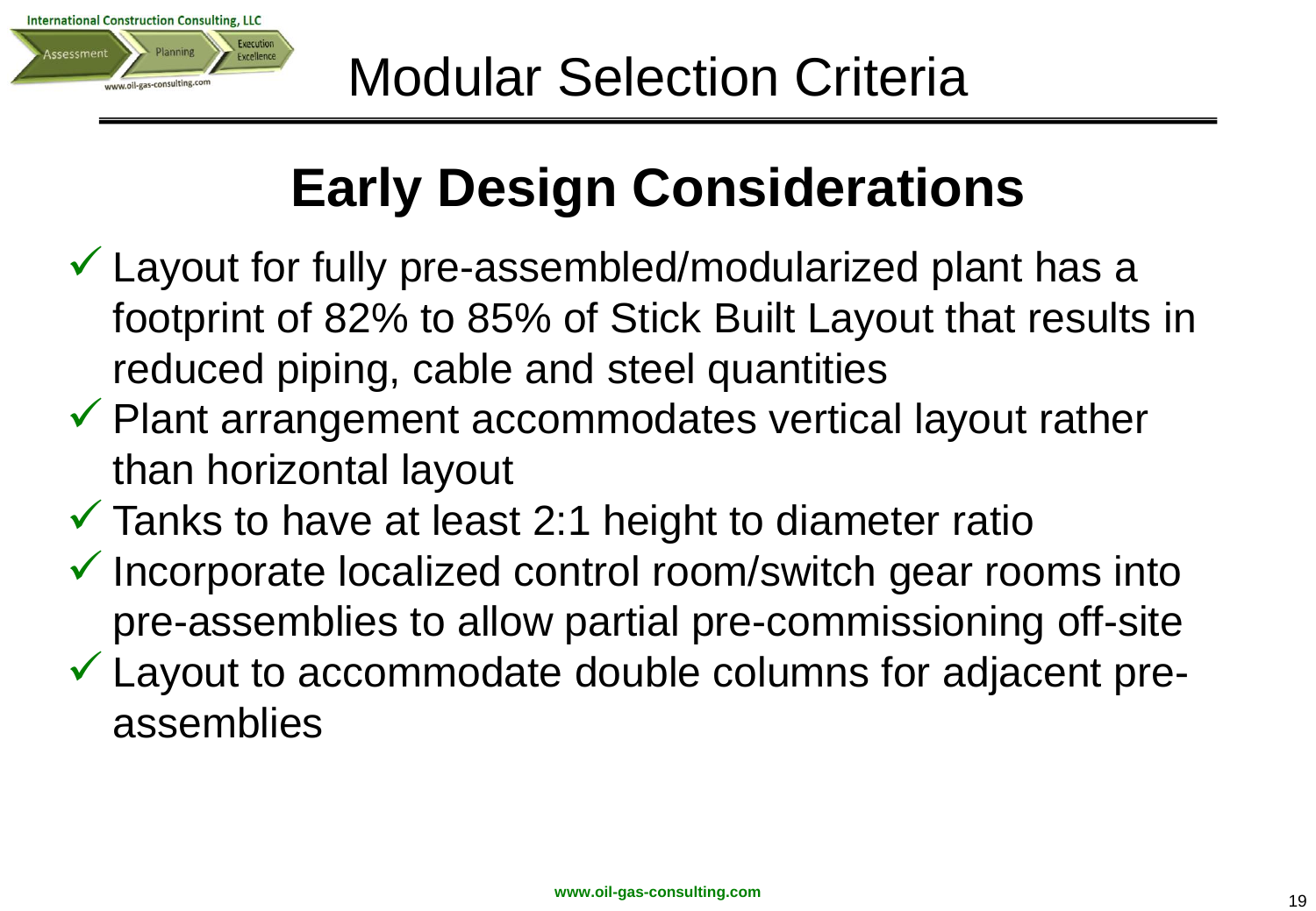# Modular Selection Criteria

## Early Design Considerations

- ✓ Layout for fully pre-assembled/modularized plant has a footprint of 82% to 85% of Stick Built Layout that results in reduced piping, cable and steel quantities
- ✓ Plant arrangement accommodates vertical layout rather than horizontal layout
- ✓ Tanks to have at least 2:1 height to diameter ratio
- ✓ Incorporate localized control room/switch gear rooms into pre-assemblies to allow partial pre-commissioning off-site
- ✓ Layout to accommodate double columns for adjacent pre-assemblies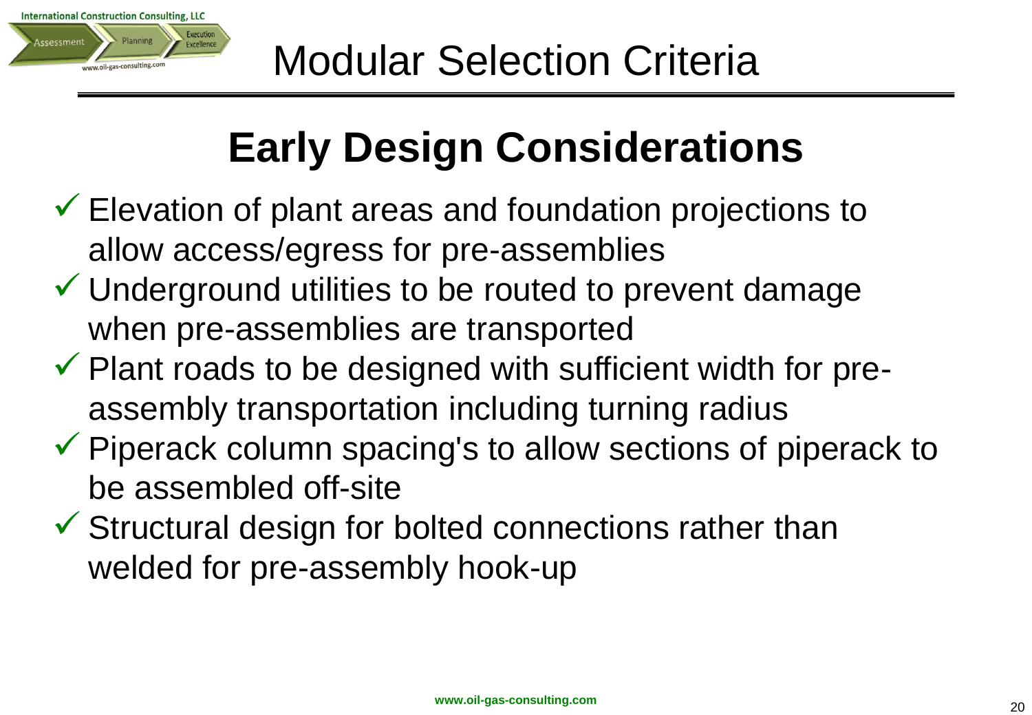# Modular Selection Criteria

## Early Design Considerations

- ✓ Elevation of plant areas and foundation projections to allow access/egress for pre-assemblies
- ✓ Underground utilities to be routed to prevent damage when pre-assemblies are transported
- ✓ Plant roads to be designed with sufficient width for pre-assembly transportation including turning radius
- ✓ Piperack column spacing's to allow sections of piperack to be assembled off-site
- ✓ Structural design for bolted connections rather than welded for pre-assembly hook-up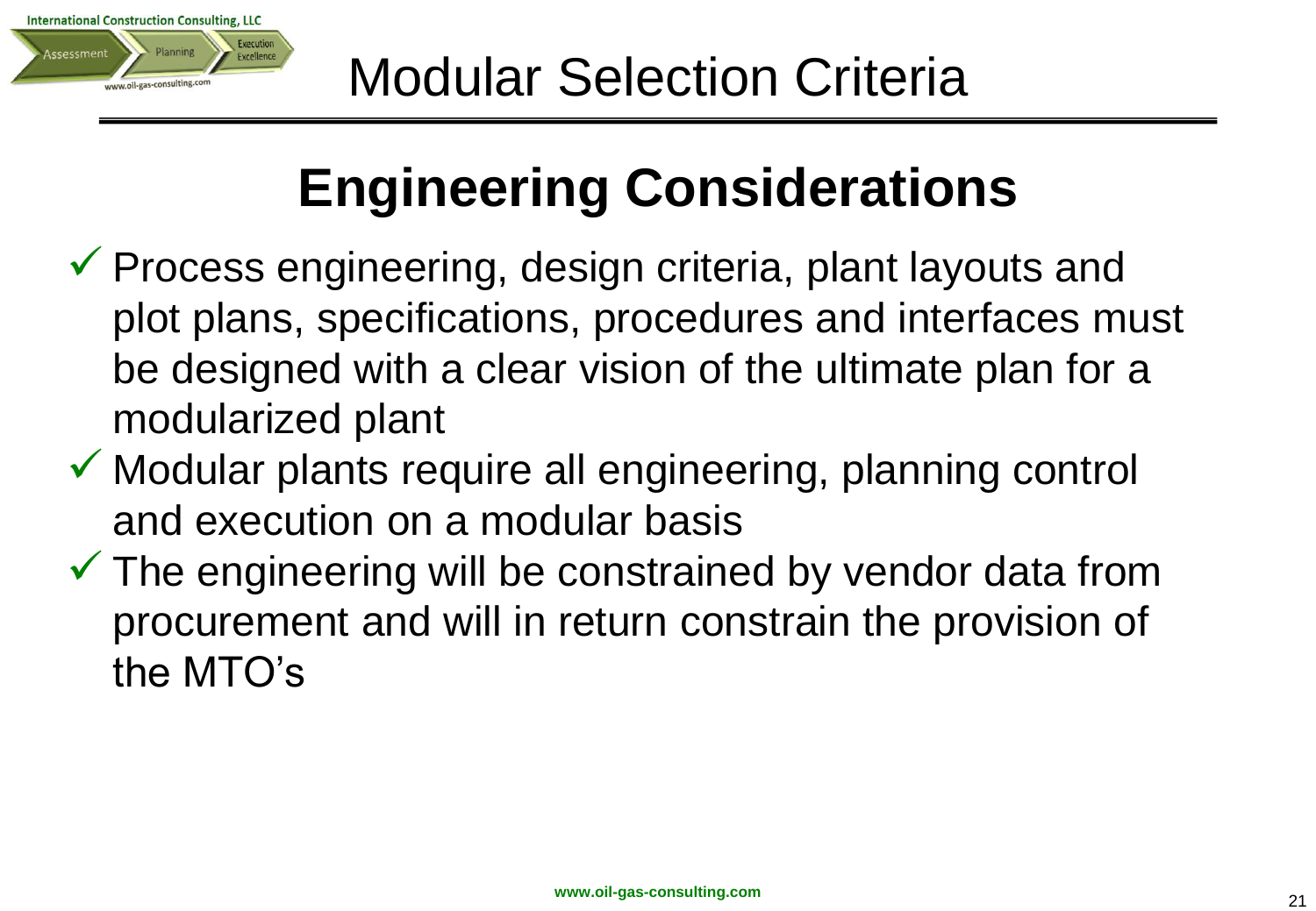# Modular Selection Criteria

## Engineering Considerations

- ✓ Process engineering, design criteria, plant layouts and plot plans, specifications, procedures and interfaces must be designed with a clear vision of the ultimate plan for a modularized plant
- ✓ Modular plants require all engineering, planning control and execution on a modular basis
- ✓ The engineering will be constrained by vendor data from procurement and will in return constrain the provision of the MTO's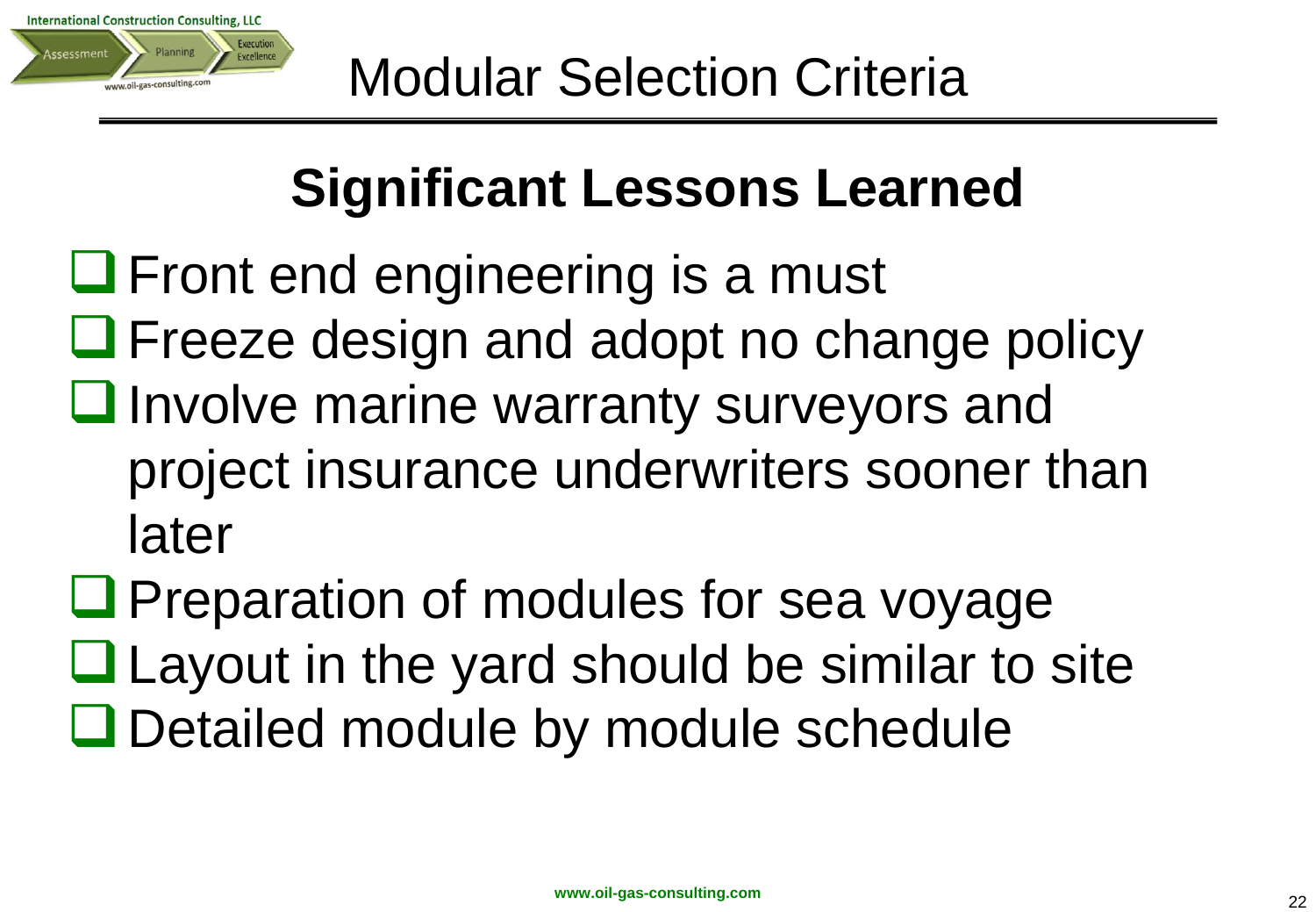# Modular Selection Criteria

## Significant Lessons Learned

- Front end engineering is a must
- Freeze design and adopt no change policy
- Involve marine warranty surveyors and project insurance underwriters sooner than later
- Preparation of modules for sea voyage
- Layout in the yard should be similar to site
- Detailed module by module schedule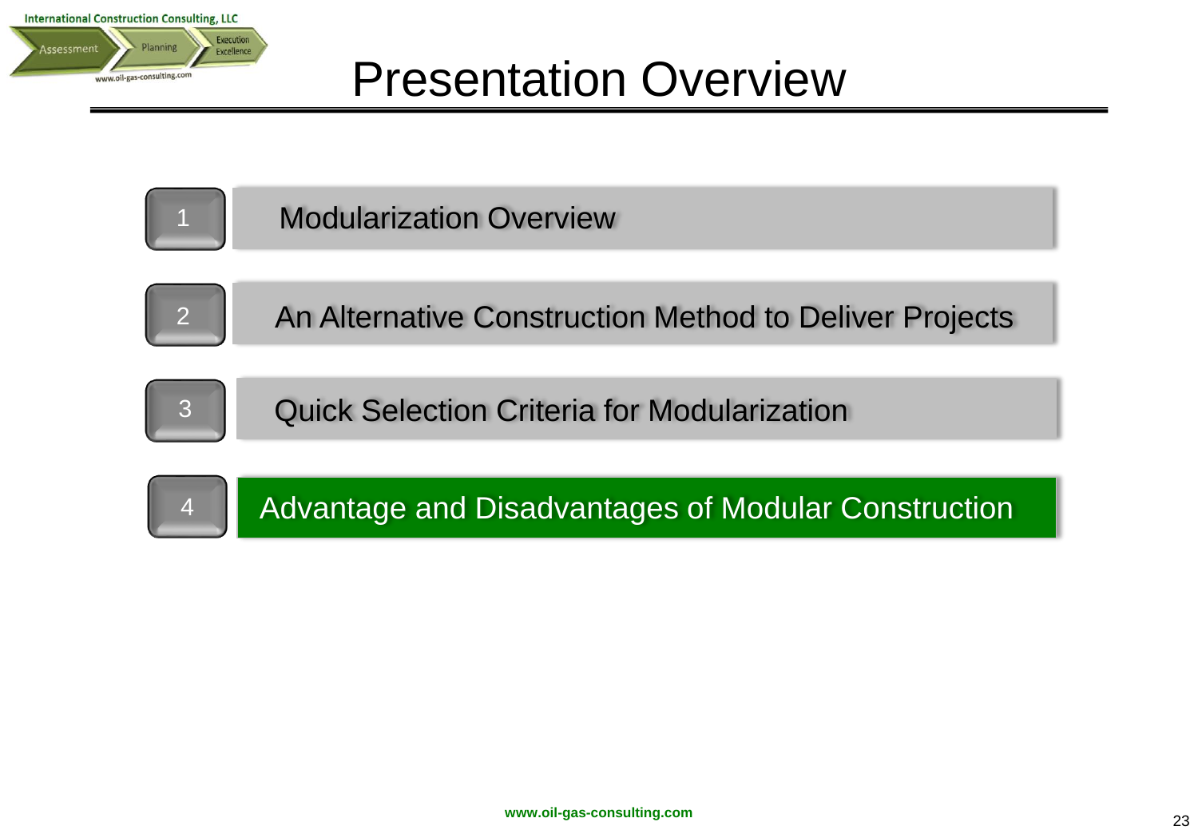# Presentation Overview

1. Modularization Overview
2. An Alternative Construction Method to Deliver Projects
3. Quick Selection Criteria for Modularization
4. **Advantage and Disadvantages of Modular Construction**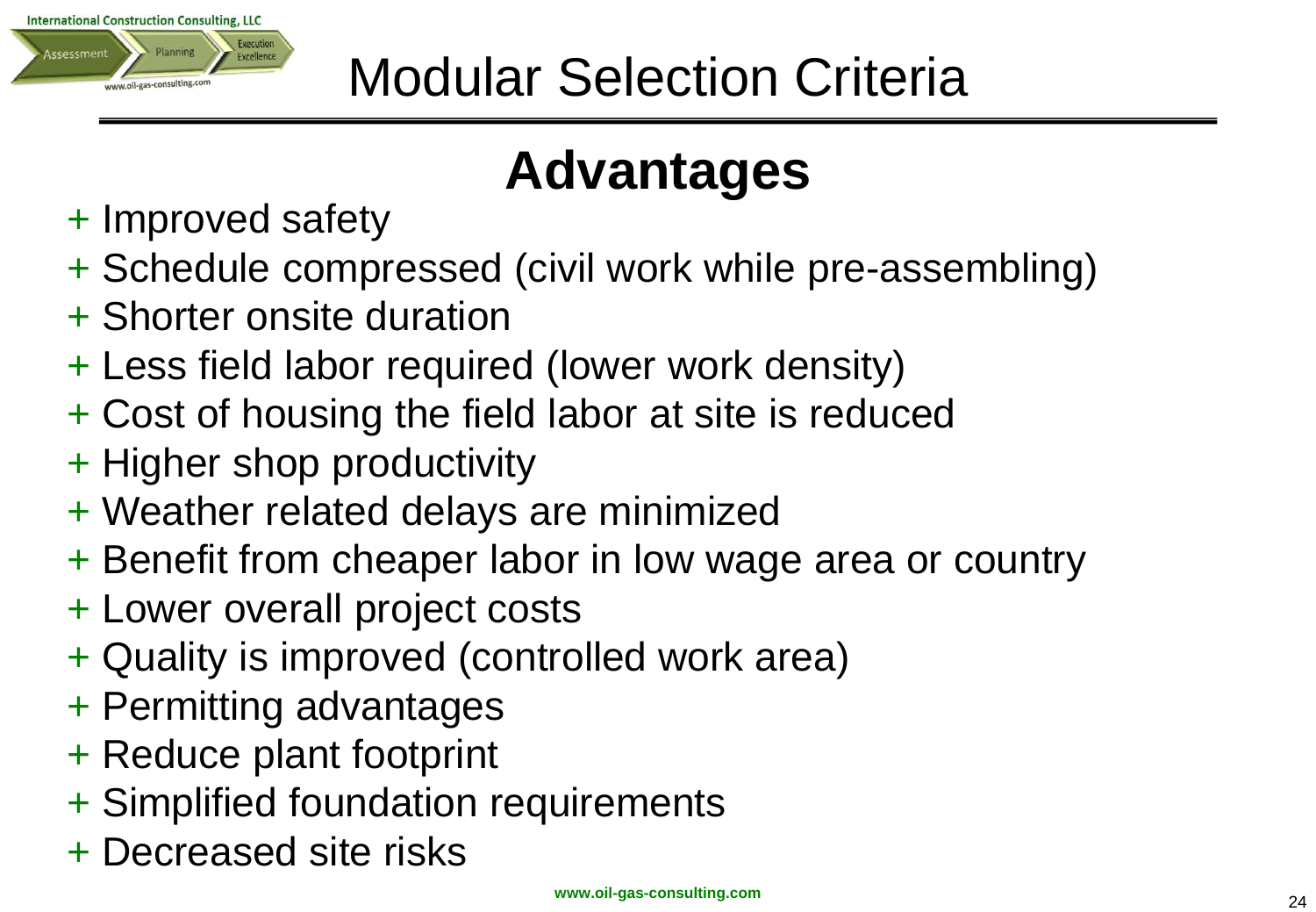# Modular Selection Criteria

## Advantages

+ Improved safety
+ Schedule compressed (civil work while pre-assembling)
+ Shorter onsite duration
+ Less field labor required (lower work density)
+ Cost of housing the field labor at site is reduced
+ Higher shop productivity
+ Weather related delays are minimized
+ Benefit from cheaper labor in low wage area or country
+ Lower overall project costs
+ Quality is improved (controlled work area)
+ Permitting advantages
+ Reduce plant footprint
+ Simplified foundation requirements
+ Decreased site risks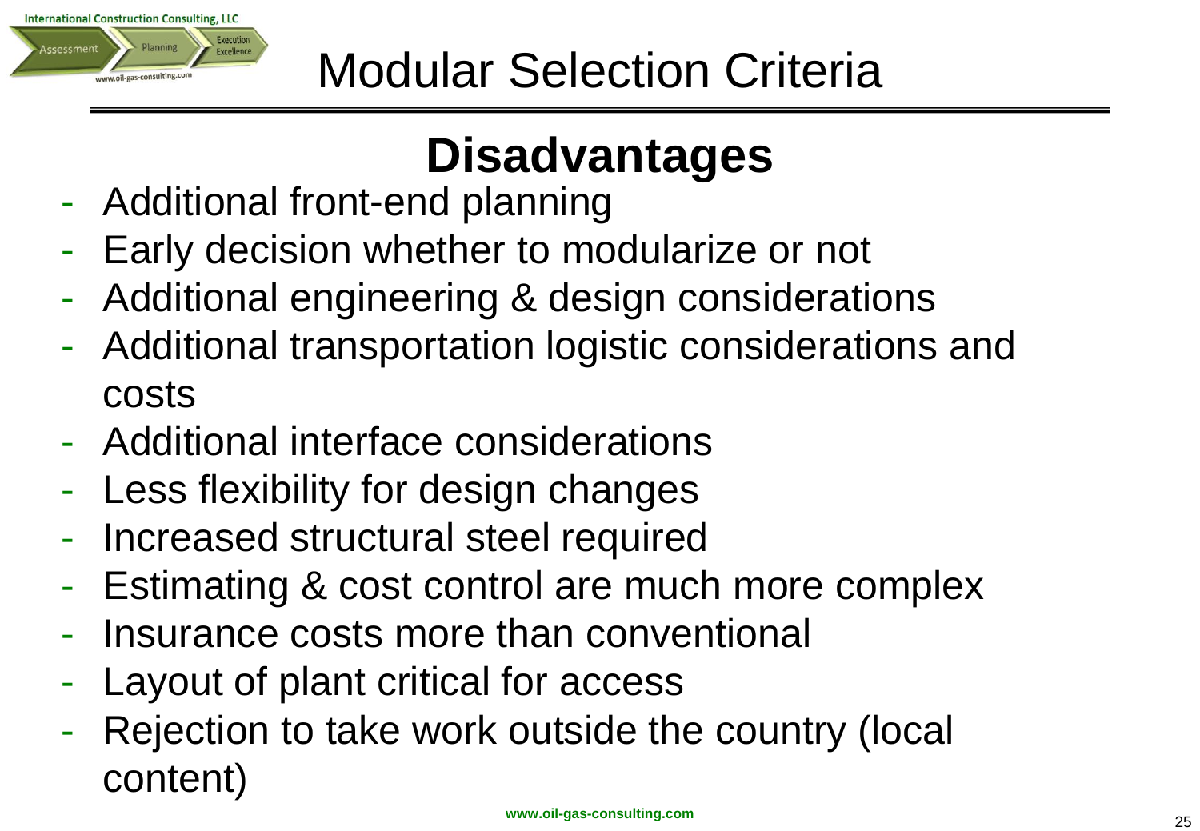# Modular Selection Criteria

## Disadvantages

- Additional front-end planning
- Early decision whether to modularize or not
- Additional engineering & design considerations
- Additional transportation logistic considerations and costs
- Additional interface considerations
- Less flexibility for design changes
- Increased structural steel required
- Estimating & cost control are much more complex
- Insurance costs more than conventional
- Layout of plant critical for access
- Rejection to take work outside the country (local content)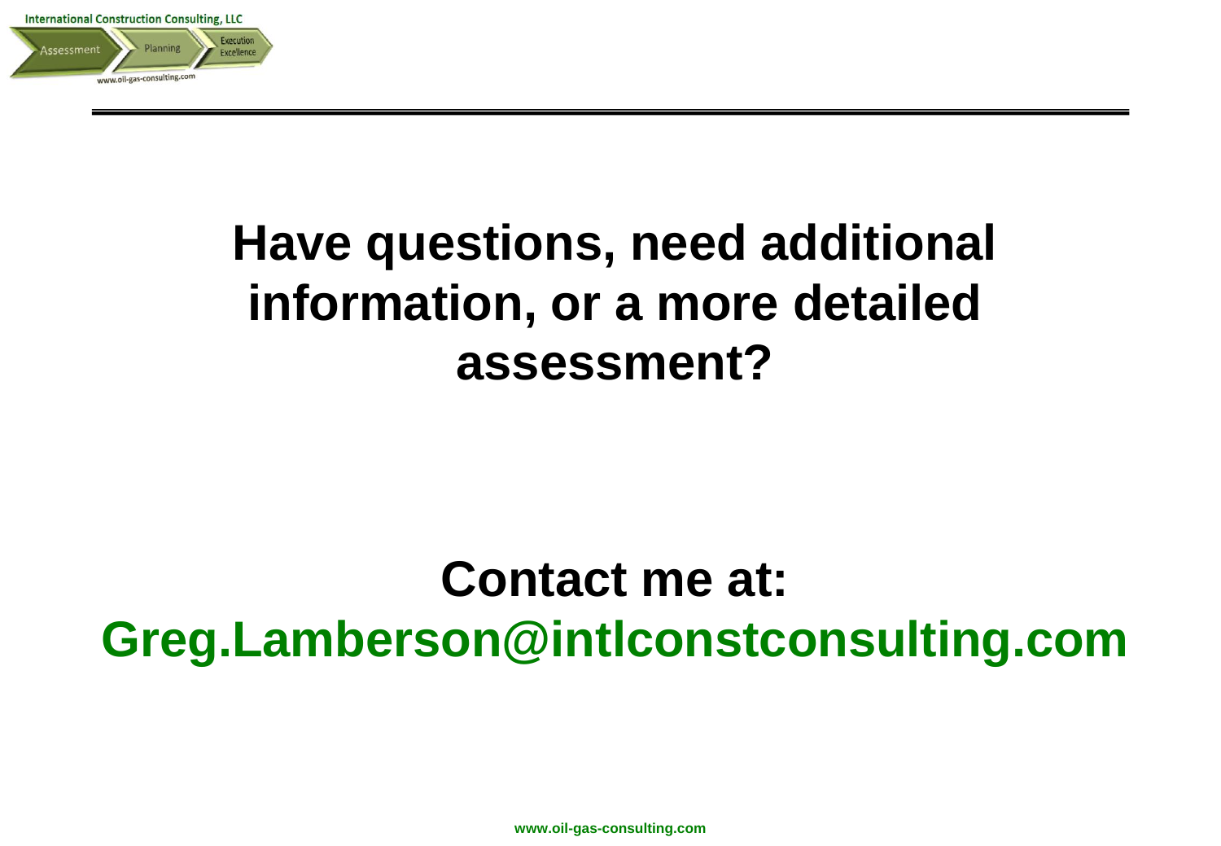# Have questions, need additional information, or a more detailed assessment?

## Contact me at:

**Greg.Lamberson@intlconstconsulting.com**